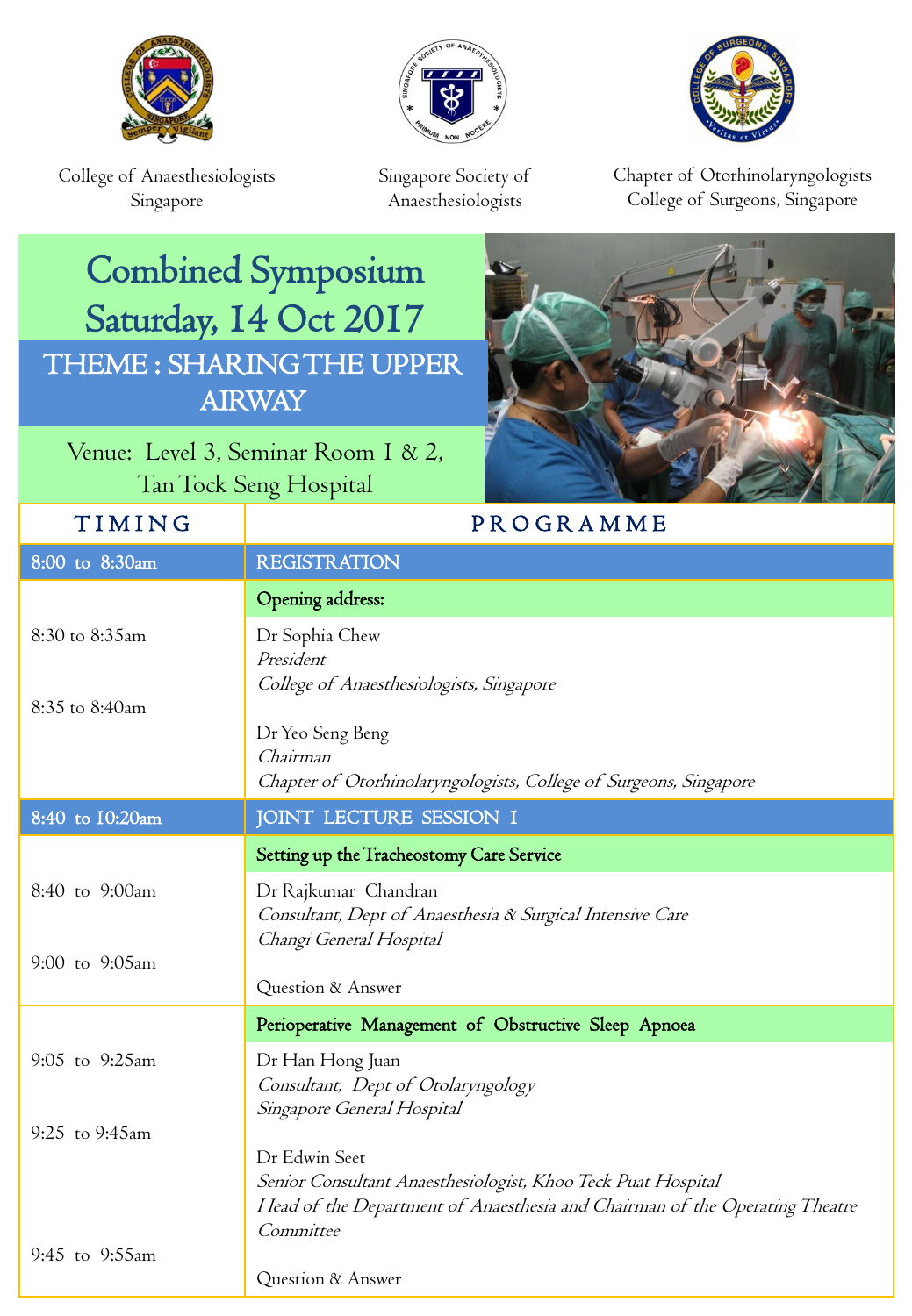College of Anaesthesiologists Singapore

Singapore Society of Anaesthesiologists

Chapter of Otorhinolaryngologists College of Surgeons, Singapore

# Combined Symposium Saturday, 14 Oct 2017

## THEME : SHARING THE UPPER AIRWAY

Venue: Level 3, Seminar Room 1 & 2, Tan Tock Seng Hospital

| TIMING | PROGRAMME |
| --- | --- |
| 8:00 to 8:30am | REGISTRATION |
| | **Opening address:** |
| 8:30 to 8:35am | Dr Sophia Chew<br>*President*<br>*College of Anaesthesiologists, Singapore* |
| 8:35 to 8:40am | Dr Yeo Seng Beng<br>*Chairman*<br>*Chapter of Otorhinolaryngologists, College of Surgeons, Singapore* |
| 8:40 to 10:20am | JOINT LECTURE SESSION I |
| | **Setting up the Tracheostomy Care Service** |
| 8:40 to 9:00am | Dr Rajkumar Chandran<br>*Consultant, Dept of Anaesthesia & Surgical Intensive Care*<br>*Changi General Hospital* |
| 9:00 to 9:05am | Question & Answer |
| | **Perioperative Management of Obstructive Sleep Apnoea** |
| 9:05 to 9:25am | Dr Han Hong Juan<br>*Consultant, Dept of Otolaryngology*<br>*Singapore General Hospital* |
| 9:25 to 9:45am | Dr Edwin Seet<br>*Senior Consultant Anaesthesiologist, Khoo Teck Puat Hospital*<br>*Head of the Department of Anaesthesia and Chairman of the Operating Theatre Committee* |
| 9:45 to 9:55am | Question & Answer |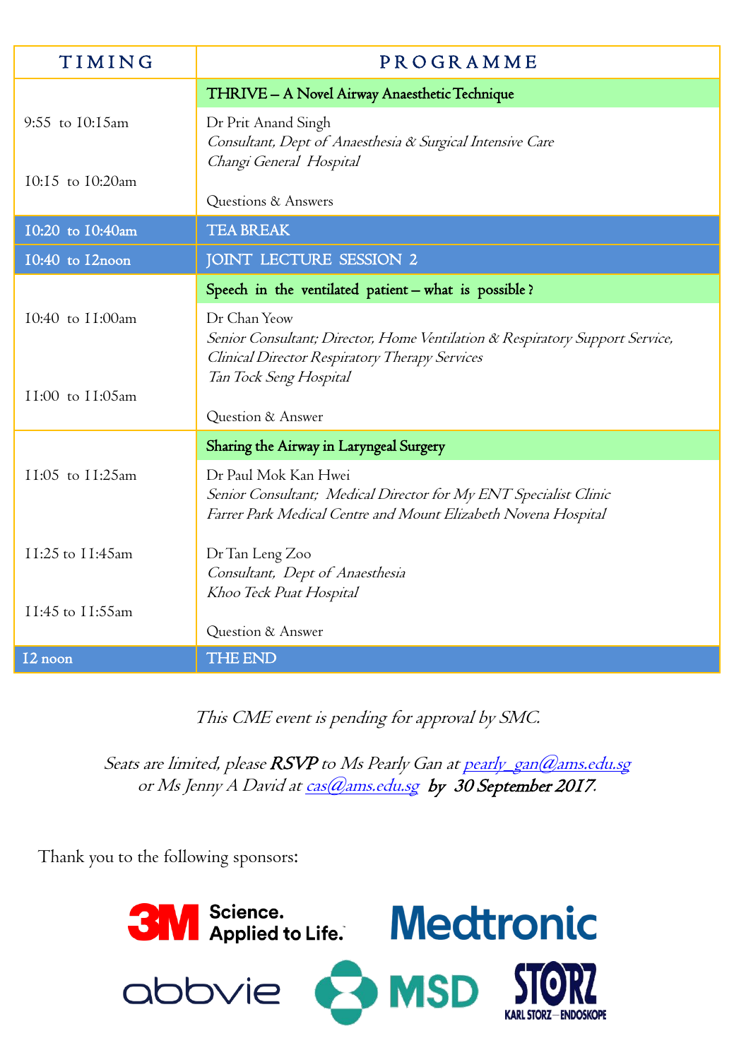| TIMING | PROGRAMME |
| --- | --- |
| | **THRIVE – A Novel Airway Anaesthetic Technique** |
| 9:55 to 10:15am | Dr Prit Anand Singh<br>*Consultant, Dept of Anaesthesia & Surgical Intensive Care*<br>*Changi General Hospital* |
| 10:15 to 10:20am | Questions & Answers |
| 10:20 to 10:40am | TEA BREAK |
| 10:40 to 12noon | JOINT LECTURE SESSION 2 |
| | **Speech in the ventilated patient – what is possible ?** |
| 10:40 to 11:00am | Dr Chan Yeow<br>*Senior Consultant; Director, Home Ventilation & Respiratory Support Service,*<br>*Clinical Director Respiratory Therapy Services*<br>*Tan Tock Seng Hospital* |
| 11:00 to 11:05am | Question & Answer |
| | **Sharing the Airway in Laryngeal Surgery** |
| 11:05 to 11:25am | Dr Paul Mok Kan Hwei<br>*Senior Consultant; Medical Director for My ENT Specialist Clinic*<br>*Farrer Park Medical Centre and Mount Elizabeth Novena Hospital* |
| 11:25 to 11:45am | Dr Tan Leng Zoo<br>*Consultant, Dept of Anaesthesia*<br>*Khoo Teck Puat Hospital* |
| 11:45 to 11:55am | Question & Answer |
| 12 noon | THE END |

*This CME event is pending for approval by SMC.*

*Seats are limited, please* ***RSVP*** *to Ms Pearly Gan at pearly_gan@ams.edu.sg or Ms Jenny A David at cas@ams.edu.sg* ***by 30 September 2017****.*

Thank you to the following sponsors:

3M Science. Applied to Life.

Medtronic

abbvie

MSD

STORZ KARL STORZ—ENDOSKOPE